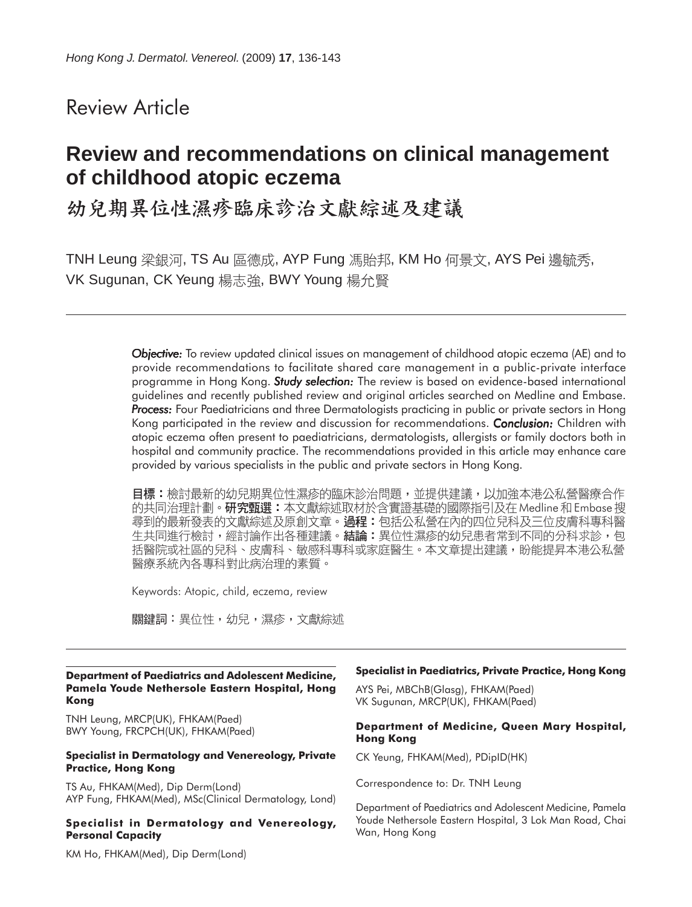Review Article

# Review and recommendations on clinical management of childhood atopic eczema

# 幼兒期異位性濕疹臨床診治文獻綜述及建議

TNH Leung 梁銀河, TS Au 區德成, AYP Fung 馮貽邦, KM Ho 何景文, AYS Pei 邊毓秀, VK Sugunan, CK Yeung 楊志強, BWY Young 楊允賢

***Objective:*** To review updated clinical issues on management of childhood atopic eczema (AE) and to provide recommendations to facilitate shared care management in a public-private interface programme in Hong Kong. ***Study selection:*** The review is based on evidence-based international guidelines and recently published review and original articles searched on Medline and Embase. ***Process:*** Four Paediatricians and three Dermatologists practicing in public or private sectors in Hong Kong participated in the review and discussion for recommendations. ***Conclusion:*** Children with atopic eczema often present to paediatricians, dermatologists, allergists or family doctors both in hospital and community practice. The recommendations provided in this article may enhance care provided by various specialists in the public and private sectors in Hong Kong.

**目標：**檢討最新的幼兒期異位性濕疹的臨床診治問題，並提供建議，以加強本港公私營醫療合作的共同治理計劃。**研究甄選：**本文獻綜述取材於含實證基礎的國際指引及在Medline和Embase搜尋到的最新發表的文獻綜述及原創文章。**過程：**包括公私營在內的四位兒科及三位皮膚科專科醫生共同進行檢討，經討論作出各種建議。**結論：**異位性濕疹的幼兒患者常到不同的分科求診，包括醫院或社區的兒科、皮膚科、敏感科專科或家庭醫生。本文章提出建議，盼能提昇本港公私營醫療系統內各專科對此病治理的素質。

Keywords: Atopic, child, eczema, review

關鍵詞：異位性，幼兒，濕疹，文獻綜述

**Department of Paediatrics and Adolescent Medicine, Pamela Youde Nethersole Eastern Hospital, Hong Kong**

TNH Leung, MRCP(UK), FHKAM(Paed)
BWY Young, FRCPCH(UK), FHKAM(Paed)

**Specialist in Dermatology and Venereology, Private Practice, Hong Kong**

TS Au, FHKAM(Med), Dip Derm(Lond)
AYP Fung, FHKAM(Med), MSc(Clinical Dermatology, Lond)

**Specialist in Dermatology and Venereology, Personal Capacity**

KM Ho, FHKAM(Med), Dip Derm(Lond)

**Specialist in Paediatrics, Private Practice, Hong Kong**

AYS Pei, MBChB(Glasg), FHKAM(Paed)
VK Sugunan, MRCP(UK), FHKAM(Paed)

**Department of Medicine, Queen Mary Hospital, Hong Kong**

CK Yeung, FHKAM(Med), PDipID(HK)

Correspondence to: Dr. TNH Leung

Department of Paediatrics and Adolescent Medicine, Pamela Youde Nethersole Eastern Hospital, 3 Lok Man Road, Chai Wan, Hong Kong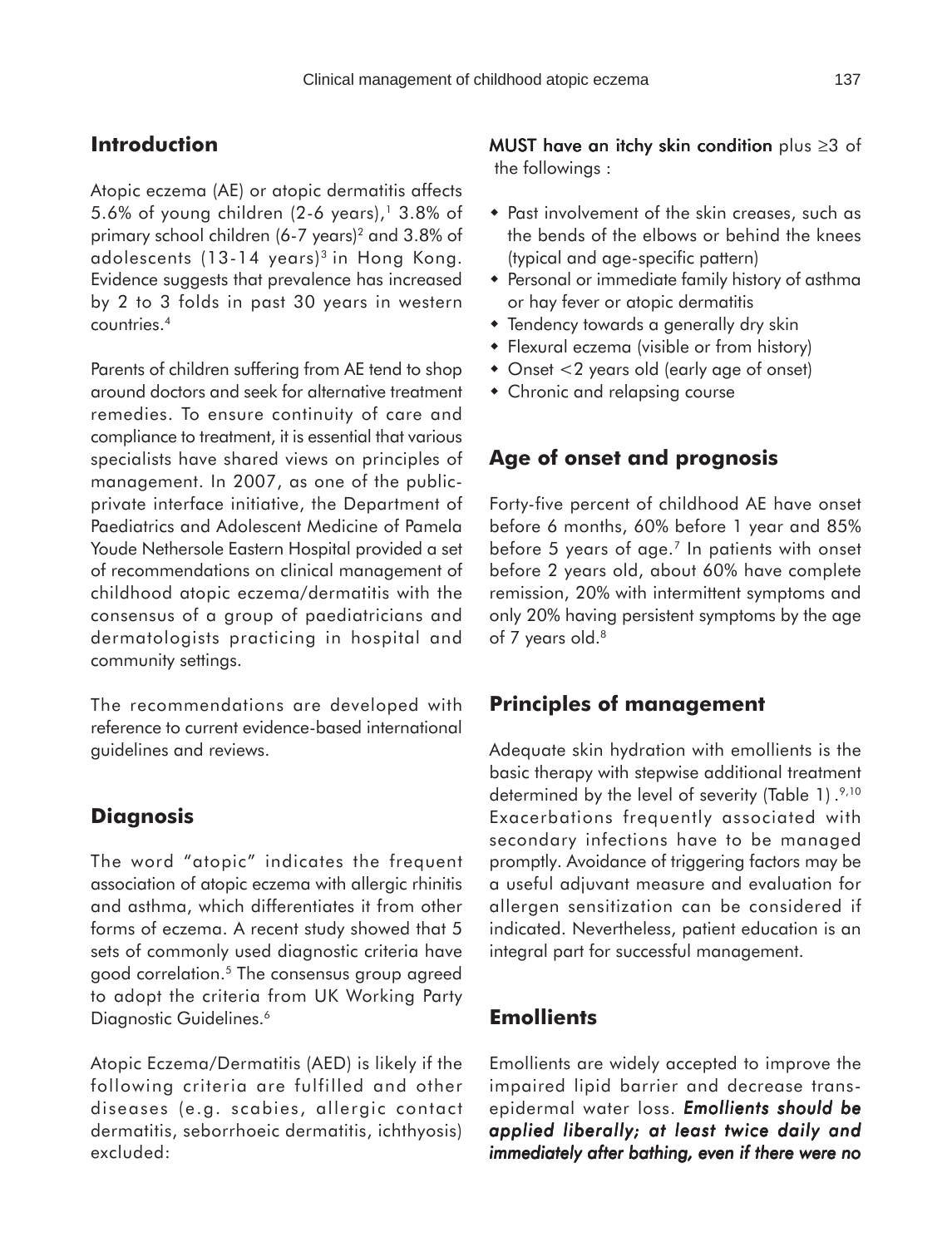## Introduction

Atopic eczema (AE) or atopic dermatitis affects 5.6% of young children (2-6 years),[1] 3.8% of primary school children (6-7 years)[2] and 3.8% of adolescents (13-14 years)[3] in Hong Kong. Evidence suggests that prevalence has increased by 2 to 3 folds in past 30 years in western countries.[4]

Parents of children suffering from AE tend to shop around doctors and seek for alternative treatment remedies. To ensure continuity of care and compliance to treatment, it is essential that various specialists have shared views on principles of management. In 2007, as one of the public-private interface initiative, the Department of Paediatrics and Adolescent Medicine of Pamela Youde Nethersole Eastern Hospital provided a set of recommendations on clinical management of childhood atopic eczema/dermatitis with the consensus of a group of paediatricians and dermatologists practicing in hospital and community settings.

The recommendations are developed with reference to current evidence-based international guidelines and reviews.

## Diagnosis

The word "atopic" indicates the frequent association of atopic eczema with allergic rhinitis and asthma, which differentiates it from other forms of eczema. A recent study showed that 5 sets of commonly used diagnostic criteria have good correlation.[5] The consensus group agreed to adopt the criteria from UK Working Party Diagnostic Guidelines.[6]

Atopic Eczema/Dermatitis (AED) is likely if the following criteria are fulfilled and other diseases (e.g. scabies, allergic contact dermatitis, seborrhoeic dermatitis, ichthyosis) excluded:

**MUST have an itchy skin condition** plus ≥3 of the followings :

- Past involvement of the skin creases, such as the bends of the elbows or behind the knees (typical and age-specific pattern)
- Personal or immediate family history of asthma or hay fever or atopic dermatitis
- Tendency towards a generally dry skin
- Flexural eczema (visible or from history)
- Onset <2 years old (early age of onset)
- Chronic and relapsing course

## Age of onset and prognosis

Forty-five percent of childhood AE have onset before 6 months, 60% before 1 year and 85% before 5 years of age.[7] In patients with onset before 2 years old, about 60% have complete remission, 20% with intermittent symptoms and only 20% having persistent symptoms by the age of 7 years old.[8]

## Principles of management

Adequate skin hydration with emollients is the basic therapy with stepwise additional treatment determined by the level of severity (Table 1).[9,10] Exacerbations frequently associated with secondary infections have to be managed promptly. Avoidance of triggering factors may be a useful adjuvant measure and evaluation for allergen sensitization can be considered if indicated. Nevertheless, patient education is an integral part for successful management.

## Emollients

Emollients are widely accepted to improve the impaired lipid barrier and decrease trans-epidermal water loss. ***Emollients should be applied liberally; at least twice daily and immediately after bathing, even if there were no***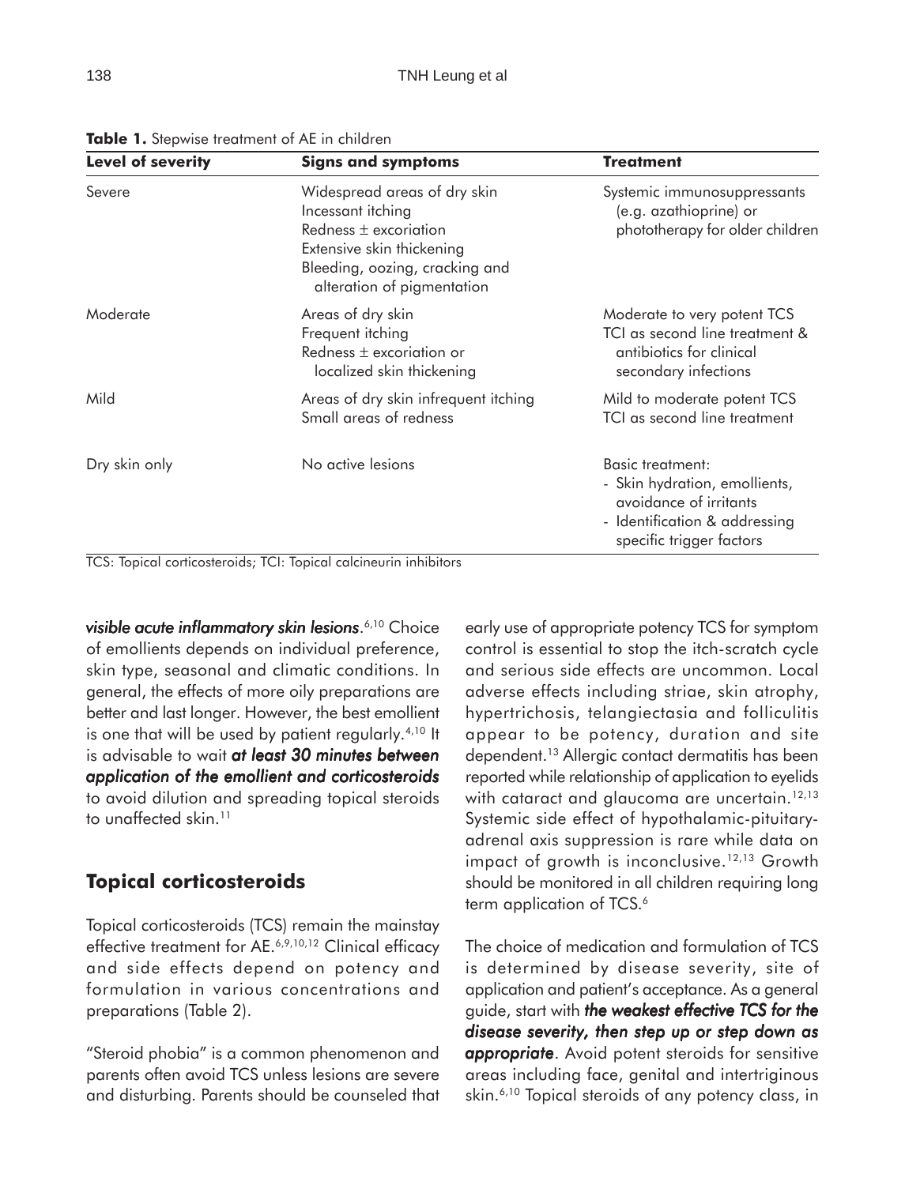**Table 1.** Stepwise treatment of AE in children

| Level of severity | Signs and symptoms | Treatment |
| --- | --- | --- |
| Severe | Widespread areas of dry skin<br>Incessant itching<br>Redness ± excoriation<br>Extensive skin thickening<br>Bleeding, oozing, cracking and alteration of pigmentation | Systemic immunosuppressants (e.g. azathioprine) or phototherapy for older children |
| Moderate | Areas of dry skin<br>Frequent itching<br>Redness ± excoriation or localized skin thickening | Moderate to very potent TCS<br>TCI as second line treatment & antibiotics for clinical secondary infections |
| Mild | Areas of dry skin infrequent itching<br>Small areas of redness | Mild to moderate potent TCS<br>TCI as second line treatment |
| Dry skin only | No active lesions | Basic treatment:<br>- Skin hydration, emollients, avoidance of irritants<br>- Identification & addressing specific trigger factors |

TCS: Topical corticosteroids; TCI: Topical calcineurin inhibitors

***visible acute inflammatory skin lesions***.[6,10] Choice of emollients depends on individual preference, skin type, seasonal and climatic conditions. In general, the effects of more oily preparations are better and last longer. However, the best emollient is one that will be used by patient regularly.[4,10] It is advisable to wait ***at least 30 minutes between application of the emollient and corticosteroids*** to avoid dilution and spreading topical steroids to unaffected skin.[11]

## Topical corticosteroids

Topical corticosteroids (TCS) remain the mainstay effective treatment for AE.[6,9,10,12] Clinical efficacy and side effects depend on potency and formulation in various concentrations and preparations (Table 2).

"Steroid phobia" is a common phenomenon and parents often avoid TCS unless lesions are severe and disturbing. Parents should be counseled that early use of appropriate potency TCS for symptom control is essential to stop the itch-scratch cycle and serious side effects are uncommon. Local adverse effects including striae, skin atrophy, hypertrichosis, telangiectasia and folliculitis appear to be potency, duration and site dependent.[13] Allergic contact dermatitis has been reported while relationship of application to eyelids with cataract and glaucoma are uncertain.[12,13] Systemic side effect of hypothalamic-pituitary-adrenal axis suppression is rare while data on impact of growth is inconclusive.[12,13] Growth should be monitored in all children requiring long term application of TCS.[6]

The choice of medication and formulation of TCS is determined by disease severity, site of application and patient's acceptance. As a general guide, start with ***the weakest effective TCS for the disease severity, then step up or step down as appropriate***. Avoid potent steroids for sensitive areas including face, genital and intertriginous skin.[6,10] Topical steroids of any potency class, in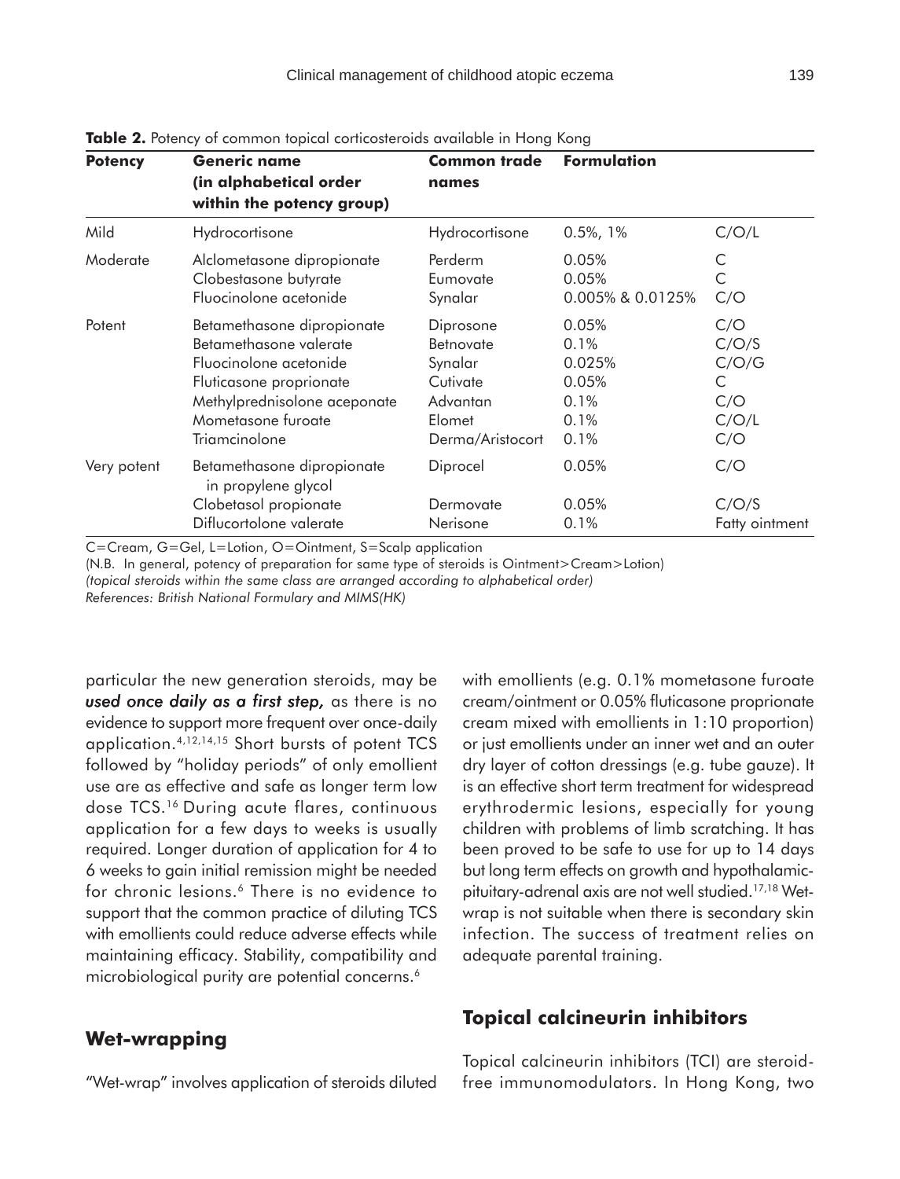**Table 2.** Potency of common topical corticosteroids available in Hong Kong

| Potency | Generic name (in alphabetical order within the potency group) | Common trade names | Formulation | |
|---|---|---|---|---|
| Mild | Hydrocortisone | Hydrocortisone | 0.5%, 1% | C/O/L |
| Moderate | Alclometasone dipropionate | Perderm | 0.05% | C |
| | Clobestasone butyrate | Eumovate | 0.05% | C |
| | Fluocinolone acetonide | Synalar | 0.005% & 0.0125% | C/O |
| Potent | Betamethasone dipropionate | Diprosone | 0.05% | C/O |
| | Betamethasone valerate | Betnovate | 0.1% | C/O/S |
| | Fluocinolone acetonide | Synalar | 0.025% | C/O/G |
| | Fluticasone proprionate | Cutivate | 0.05% | C |
| | Methylprednisolone aceponate | Advantan | 0.1% | C/O |
| | Mometasone furoate | Elomet | 0.1% | C/O/L |
| | Triamcinolone | Derma/Aristocort | 0.1% | C/O |
| Very potent | Betamethasone dipropionate in propylene glycol | Diprocel | 0.05% | C/O |
| | Clobetasol propionate | Dermovate | 0.05% | C/O/S |
| | Diflucortolone valerate | Nerisone | 0.1% | Fatty ointment |

C=Cream, G=Gel, L=Lotion, O=Ointment, S=Scalp application

(N.B. In general, potency of preparation for same type of steroids is Ointment>Cream>Lotion)

*(topical steroids within the same class are arranged according to alphabetical order)*

*References: British National Formulary and MIMS(HK)*

particular the new generation steroids, may be ***used once daily as a first step,*** as there is no evidence to support more frequent over once-daily application.[4,12,14,15] Short bursts of potent TCS followed by "holiday periods" of only emollient use are as effective and safe as longer term low dose TCS.[16] During acute flares, continuous application for a few days to weeks is usually required. Longer duration of application for 4 to 6 weeks to gain initial remission might be needed for chronic lesions.[6] There is no evidence to support that the common practice of diluting TCS with emollients could reduce adverse effects while maintaining efficacy. Stability, compatibility and microbiological purity are potential concerns.[6]

## Wet-wrapping

"Wet-wrap" involves application of steroids diluted with emollients (e.g. 0.1% mometasone furoate cream/ointment or 0.05% fluticasone proprionate cream mixed with emollients in 1:10 proportion) or just emollients under an inner wet and an outer dry layer of cotton dressings (e.g. tube gauze). It is an effective short term treatment for widespread erythrodermic lesions, especially for young children with problems of limb scratching. It has been proved to be safe to use for up to 14 days but long term effects on growth and hypothalamic-pituitary-adrenal axis are not well studied.[17,18] Wet-wrap is not suitable when there is secondary skin infection. The success of treatment relies on adequate parental training.

## Topical calcineurin inhibitors

Topical calcineurin inhibitors (TCI) are steroid-free immunomodulators. In Hong Kong, two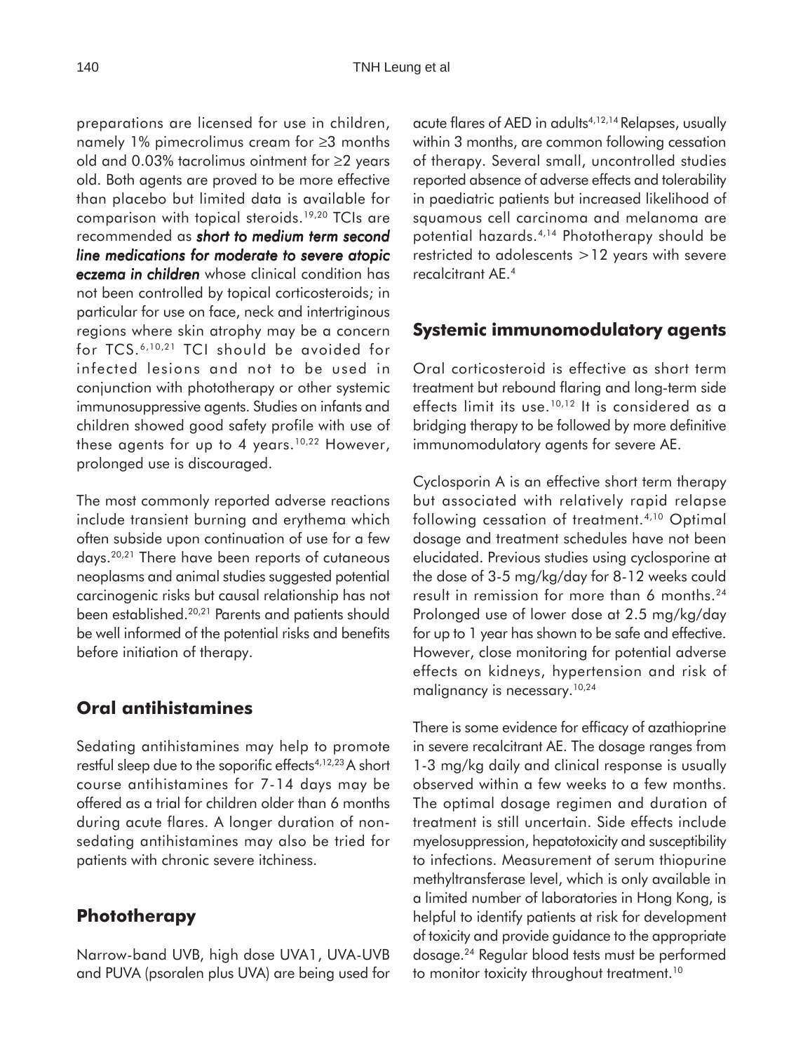preparations are licensed for use in children, namely 1% pimecrolimus cream for ≥3 months old and 0.03% tacrolimus ointment for ≥2 years old. Both agents are proved to be more effective than placebo but limited data is available for comparison with topical steroids.[19,20] TCIs are recommended as ***short to medium term second line medications for moderate to severe atopic eczema in children*** whose clinical condition has not been controlled by topical corticosteroids; in particular for use on face, neck and intertriginous regions where skin atrophy may be a concern for TCS.[6,10,21] TCI should be avoided for infected lesions and not to be used in conjunction with phototherapy or other systemic immunosuppressive agents. Studies on infants and children showed good safety profile with use of these agents for up to 4 years.[10,22] However, prolonged use is discouraged.

The most commonly reported adverse reactions include transient burning and erythema which often subside upon continuation of use for a few days.[20,21] There have been reports of cutaneous neoplasms and animal studies suggested potential carcinogenic risks but causal relationship has not been established.[20,21] Parents and patients should be well informed of the potential risks and benefits before initiation of therapy.

## Oral antihistamines

Sedating antihistamines may help to promote restful sleep due to the soporific effects[4,12,23] A short course antihistamines for 7-14 days may be offered as a trial for children older than 6 months during acute flares. A longer duration of non-sedating antihistamines may also be tried for patients with chronic severe itchiness.

## Phototherapy

Narrow-band UVB, high dose UVA1, UVA-UVB and PUVA (psoralen plus UVA) are being used for acute flares of AED in adults[4,12,14] Relapses, usually within 3 months, are common following cessation of therapy. Several small, uncontrolled studies reported absence of adverse effects and tolerability in paediatric patients but increased likelihood of squamous cell carcinoma and melanoma are potential hazards.[4,14] Phototherapy should be restricted to adolescents >12 years with severe recalcitrant AE.[4]

## Systemic immunomodulatory agents

Oral corticosteroid is effective as short term treatment but rebound flaring and long-term side effects limit its use.[10,12] It is considered as a bridging therapy to be followed by more definitive immunomodulatory agents for severe AE.

Cyclosporin A is an effective short term therapy but associated with relatively rapid relapse following cessation of treatment.[4,10] Optimal dosage and treatment schedules have not been elucidated. Previous studies using cyclosporine at the dose of 3-5 mg/kg/day for 8-12 weeks could result in remission for more than 6 months.[24] Prolonged use of lower dose at 2.5 mg/kg/day for up to 1 year has shown to be safe and effective. However, close monitoring for potential adverse effects on kidneys, hypertension and risk of malignancy is necessary.[10,24]

There is some evidence for efficacy of azathioprine in severe recalcitrant AE. The dosage ranges from 1-3 mg/kg daily and clinical response is usually observed within a few weeks to a few months. The optimal dosage regimen and duration of treatment is still uncertain. Side effects include myelosuppression, hepatotoxicity and susceptibility to infections. Measurement of serum thiopurine methyltransferase level, which is only available in a limited number of laboratories in Hong Kong, is helpful to identify patients at risk for development of toxicity and provide guidance to the appropriate dosage.[24] Regular blood tests must be performed to monitor toxicity throughout treatment.[10]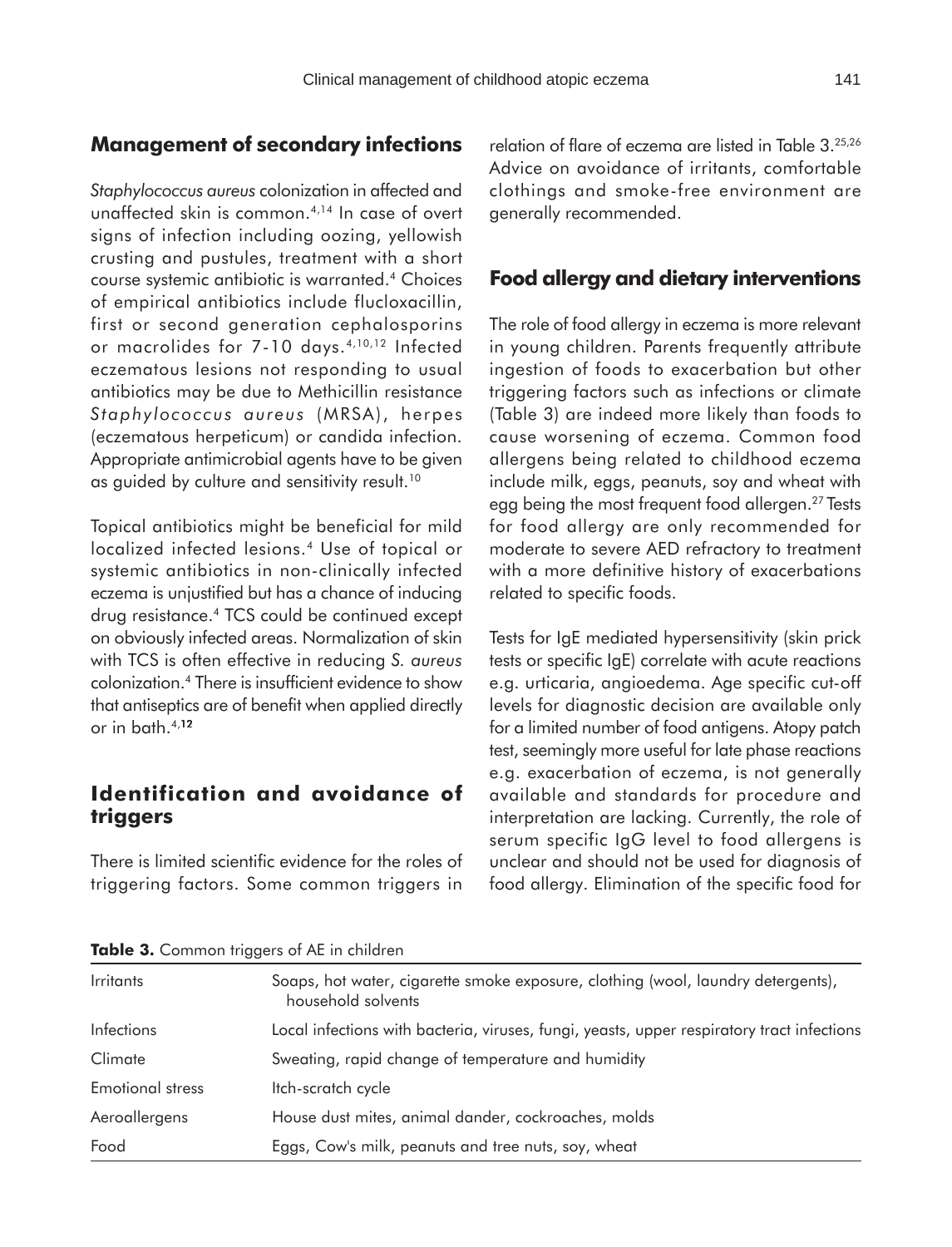## Management of secondary infections

*Staphylococcus aureus* colonization in affected and unaffected skin is common.[4,14] In case of overt signs of infection including oozing, yellowish crusting and pustules, treatment with a short course systemic antibiotic is warranted.[4] Choices of empirical antibiotics include flucloxacillin, first or second generation cephalosporins or macrolides for 7-10 days.[4,10,12] Infected eczematous lesions not responding to usual antibiotics may be due to Methicillin resistance *Staphylococcus aureus* (MRSA), herpes (eczematous herpeticum) or candida infection. Appropriate antimicrobial agents have to be given as guided by culture and sensitivity result.[10]

Topical antibiotics might be beneficial for mild localized infected lesions.[4] Use of topical or systemic antibiotics in non-clinically infected eczema is unjustified but has a chance of inducing drug resistance.[4] TCS could be continued except on obviously infected areas. Normalization of skin with TCS is often effective in reducing *S. aureus* colonization.[4] There is insufficient evidence to show that antiseptics are of benefit when applied directly or in bath.[4,12]

## Identification and avoidance of triggers

There is limited scientific evidence for the roles of triggering factors. Some common triggers in relation of flare of eczema are listed in Table 3.[25,26] Advice on avoidance of irritants, comfortable clothings and smoke-free environment are generally recommended.

## Food allergy and dietary interventions

The role of food allergy in eczema is more relevant in young children. Parents frequently attribute ingestion of foods to exacerbation but other triggering factors such as infections or climate (Table 3) are indeed more likely than foods to cause worsening of eczema. Common food allergens being related to childhood eczema include milk, eggs, peanuts, soy and wheat with egg being the most frequent food allergen.[27] Tests for food allergy are only recommended for moderate to severe AED refractory to treatment with a more definitive history of exacerbations related to specific foods.

Tests for IgE mediated hypersensitivity (skin prick tests or specific IgE) correlate with acute reactions e.g. urticaria, angioedema. Age specific cut-off levels for diagnostic decision are available only for a limited number of food antigens. Atopy patch test, seemingly more useful for late phase reactions e.g. exacerbation of eczema, is not generally available and standards for procedure and interpretation are lacking. Currently, the role of serum specific IgG level to food allergens is unclear and should not be used for diagnosis of food allergy. Elimination of the specific food for

**Table 3.** Common triggers of AE in children

| | |
|---|---|
| Irritants | Soaps, hot water, cigarette smoke exposure, clothing (wool, laundry detergents), household solvents |
| Infections | Local infections with bacteria, viruses, fungi, yeasts, upper respiratory tract infections |
| Climate | Sweating, rapid change of temperature and humidity |
| Emotional stress | Itch-scratch cycle |
| Aeroallergens | House dust mites, animal dander, cockroaches, molds |
| Food | Eggs, Cow's milk, peanuts and tree nuts, soy, wheat |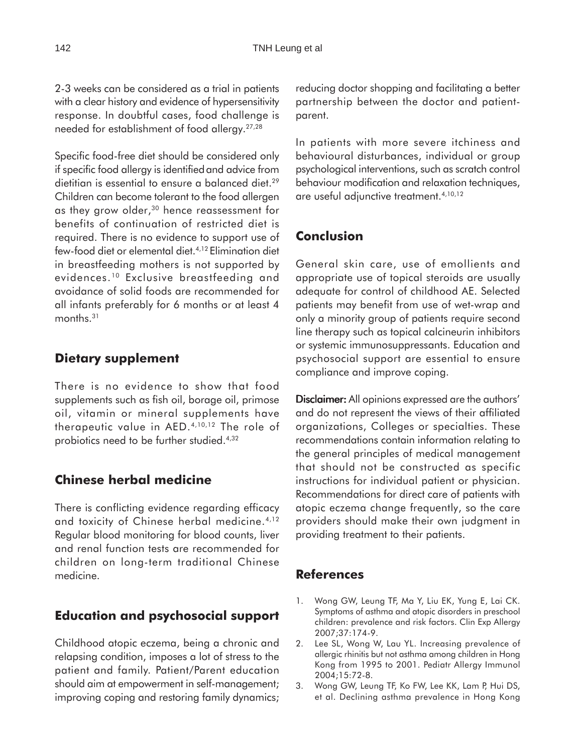2-3 weeks can be considered as a trial in patients with a clear history and evidence of hypersensitivity response. In doubtful cases, food challenge is needed for establishment of food allergy.[27,28]

Specific food-free diet should be considered only if specific food allergy is identified and advice from dietitian is essential to ensure a balanced diet.[29] Children can become tolerant to the food allergen as they grow older,[30] hence reassessment for benefits of continuation of restricted diet is required. There is no evidence to support use of few-food diet or elemental diet.[4,12] Elimination diet in breastfeeding mothers is not supported by evidences.[10] Exclusive breastfeeding and avoidance of solid foods are recommended for all infants preferably for 6 months or at least 4 months.[31]

## Dietary supplement

There is no evidence to show that food supplements such as fish oil, borage oil, primose oil, vitamin or mineral supplements have therapeutic value in AED.[4,10,12] The role of probiotics need to be further studied.[4,32]

## Chinese herbal medicine

There is conflicting evidence regarding efficacy and toxicity of Chinese herbal medicine.[4,12] Regular blood monitoring for blood counts, liver and renal function tests are recommended for children on long-term traditional Chinese medicine.

## Education and psychosocial support

Childhood atopic eczema, being a chronic and relapsing condition, imposes a lot of stress to the patient and family. Patient/Parent education should aim at empowerment in self-management; improving coping and restoring family dynamics; reducing doctor shopping and facilitating a better partnership between the doctor and patient-parent.

In patients with more severe itchiness and behavioural disturbances, individual or group psychological interventions, such as scratch control behaviour modification and relaxation techniques, are useful adjunctive treatment.[4,10,12]

## Conclusion

General skin care, use of emollients and appropriate use of topical steroids are usually adequate for control of childhood AE. Selected patients may benefit from use of wet-wrap and only a minority group of patients require second line therapy such as topical calcineurin inhibitors or systemic immunosuppressants. Education and psychosocial support are essential to ensure compliance and improve coping.

**Disclaimer:** All opinions expressed are the authors' and do not represent the views of their affiliated organizations, Colleges or specialties. These recommendations contain information relating to the general principles of medical management that should not be constructed as specific instructions for individual patient or physician. Recommendations for direct care of patients with atopic eczema change frequently, so the care providers should make their own judgment in providing treatment to their patients.

## References

1. Wong GW, Leung TF, Ma Y, Liu EK, Yung E, Lai CK. Symptoms of asthma and atopic disorders in preschool children: prevalence and risk factors. Clin Exp Allergy 2007;37:174-9.
2. Lee SL, Wong W, Lau YL. Increasing prevalence of allergic rhinitis but not asthma among children in Hong Kong from 1995 to 2001. Pediatr Allergy Immunol 2004;15:72-8.
3. Wong GW, Leung TF, Ko FW, Lee KK, Lam P, Hui DS, et al. Declining asthma prevalence in Hong Kong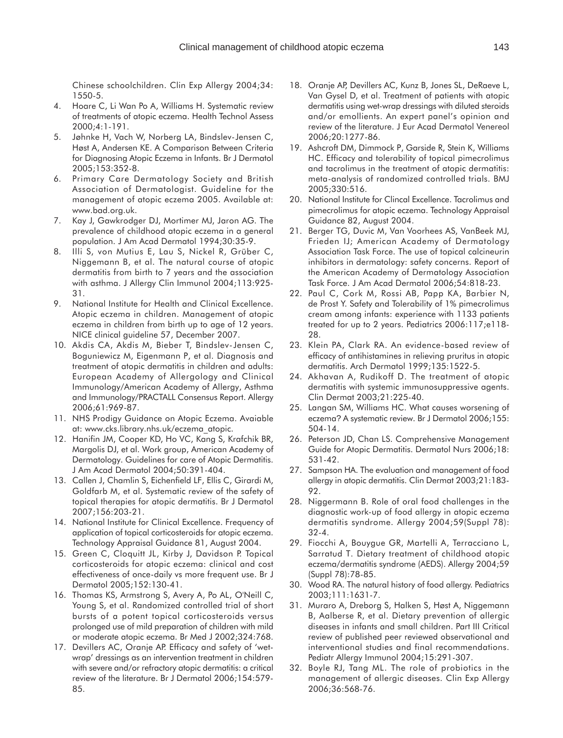Chinese schoolchildren. Clin Exp Allergy 2004;34: 1550-5.

4. Hoare C, Li Wan Po A, Williams H. Systematic review of treatments of atopic eczema. Health Technol Assess 2000;4:1-191.
5. Jøhnke H, Vach W, Norberg LA, Bindslev-Jensen C, Høst A, Andersen KE. A Comparison Between Criteria for Diagnosing Atopic Eczema in Infants. Br J Dermatol 2005;153:352-8.
6. Primary Care Dermatology Society and British Association of Dermatologist. Guideline for the management of atopic eczema 2005. Available at: www.bad.org.uk.
7. Kay J, Gawkrodger DJ, Mortimer MJ, Jaron AG. The prevalence of childhood atopic eczema in a general population. J Am Acad Dermatol 1994;30:35-9.
8. Illi S, von Mutius E, Lau S, Nickel R, Grüber C, Niggemann B, et al. The natural course of atopic dermatitis from birth to 7 years and the association with asthma. J Allergy Clin Immunol 2004;113:925-31.
9. National Institute for Health and Clinical Excellence. Atopic eczema in children. Management of atopic eczema in children from birth up to age of 12 years. NICE clinical guideline 57, December 2007.
10. Akdis CA, Akdis M, Bieber T, Bindslev-Jensen C, Boguniewicz M, Eigenmann P, et al. Diagnosis and treatment of atopic dermatitis in children and adults: European Academy of Allergology and Clinical Immunology/American Academy of Allergy, Asthma and Immunology/PRACTALL Consensus Report. Allergy 2006;61:969-87.
11. NHS Prodigy Guidance on Atopic Eczema. Avaiable at: www.cks.library.nhs.uk/eczema_atopic.
12. Hanifin JM, Cooper KD, Ho VC, Kang S, Krafchik BR, Margolis DJ, et al. Work group, American Academy of Dermatology. Guidelines for care of Atopic Dermatitis. J Am Acad Dermatol 2004;50:391-404.
13. Callen J, Chamlin S, Eichenfield LF, Ellis C, Girardi M, Goldfarb M, et al. Systematic review of the safety of topical therapies for atopic dermatitis. Br J Dermatol 2007;156:203-21.
14. National Institute for Clinical Excellence. Frequency of application of topical corticosteroids for atopic eczema. Technology Appraisal Guidance 81, August 2004.
15. Green C, Cloquitt JL, Kirby J, Davidson P. Topical corticosteroids for atopic eczema: clinical and cost effectiveness of once-daily vs more frequent use. Br J Dermatol 2005;152:130-41.
16. Thomas KS, Armstrong S, Avery A, Po AL, O'Neill C, Young S, et al. Randomized controlled trial of short bursts of a potent topical corticosteroids versus prolonged use of mild preparation of children with mild or moderate atopic eczema. Br Med J 2002;324:768.
17. Devillers AC, Oranje AP. Efficacy and safety of 'wet-wrap' dressings as an intervention treatment in children with severe and/or refractory atopic dermatitis: a critical review of the literature. Br J Dermatol 2006;154:579-85.
18. Oranje AP, Devillers AC, Kunz B, Jones SL, DeRaeve L, Van Gysel D, et al. Treatment of patients with atopic dermatitis using wet-wrap dressings with diluted steroids and/or emollients. An expert panel's opinion and review of the literature. J Eur Acad Dermatol Venereol 2006;20:1277-86.
19. Ashcroft DM, Dimmock P, Garside R, Stein K, Williams HC. Efficacy and tolerability of topical pimecrolimus and tacrolimus in the treatment of atopic dermatitis: meta-analysis of randomized controlled trials. BMJ 2005;330:516.
20. National Institute for Clincal Excellence. Tacrolimus and pimecrolimus for atopic eczema. Technology Appraisal Guidance 82, August 2004.
21. Berger TG, Duvic M, Van Voorhees AS, VanBeek MJ, Frieden IJ; American Academy of Dermatology Association Task Force. The use of topical calcineurin inhibitors in dermatology: safety concerns. Report of the American Academy of Dermatology Association Task Force. J Am Acad Dermatol 2006;54:818-23.
22. Paul C, Cork M, Rossi AB, Papp KA, Barbier N, de Prost Y. Safety and Tolerability of 1% pimecrolimus cream among infants: experience with 1133 patients treated for up to 2 years. Pediatrics 2006:117;e118-28.
23. Klein PA, Clark RA. An evidence-based review of efficacy of antihistamines in relieving pruritus in atopic dermatitis. Arch Dermatol 1999;135:1522-5.
24. Akhavan A, Rudikoff D. The treatment of atopic dermatitis with systemic immunosuppressive agents. Clin Dermat 2003;21:225-40.
25. Langan SM, Williams HC. What causes worsening of eczema? A systematic review. Br J Dermatol 2006;155: 504-14.
26. Peterson JD, Chan LS. Comprehensive Management Guide for Atopic Dermatitis. Dermatol Nurs 2006;18: 531-42.
27. Sampson HA. The evaluation and management of food allergy in atopic dermatitis. Clin Dermat 2003;21:183-92.
28. Niggermann B. Role of oral food challenges in the diagnostic work-up of food allergy in atopic eczema dermatitis syndrome. Allergy 2004;59(Suppl 78): 32-4.
29. Fiocchi A, Bouygue GR, Martelli A, Terracciano L, Sarratud T. Dietary treatment of childhood atopic eczema/dermatitis syndrome (AEDS). Allergy 2004;59 (Suppl 78):78-85.
30. Wood RA. The natural history of food allergy. Pediatrics 2003;111:1631-7.
31. Muraro A, Dreborg S, Halken S, Høst A, Niggemann B, Aalberse R, et al. Dietary prevention of allergic diseases in infants and small children. Part III Critical review of published peer reviewed observational and interventional studies and final recommendations. Pediatr Allergy Immunol 2004;15:291-307.
32. Boyle RJ, Tang ML. The role of probiotics in the management of allergic diseases. Clin Exp Allergy 2006;36:568-76.